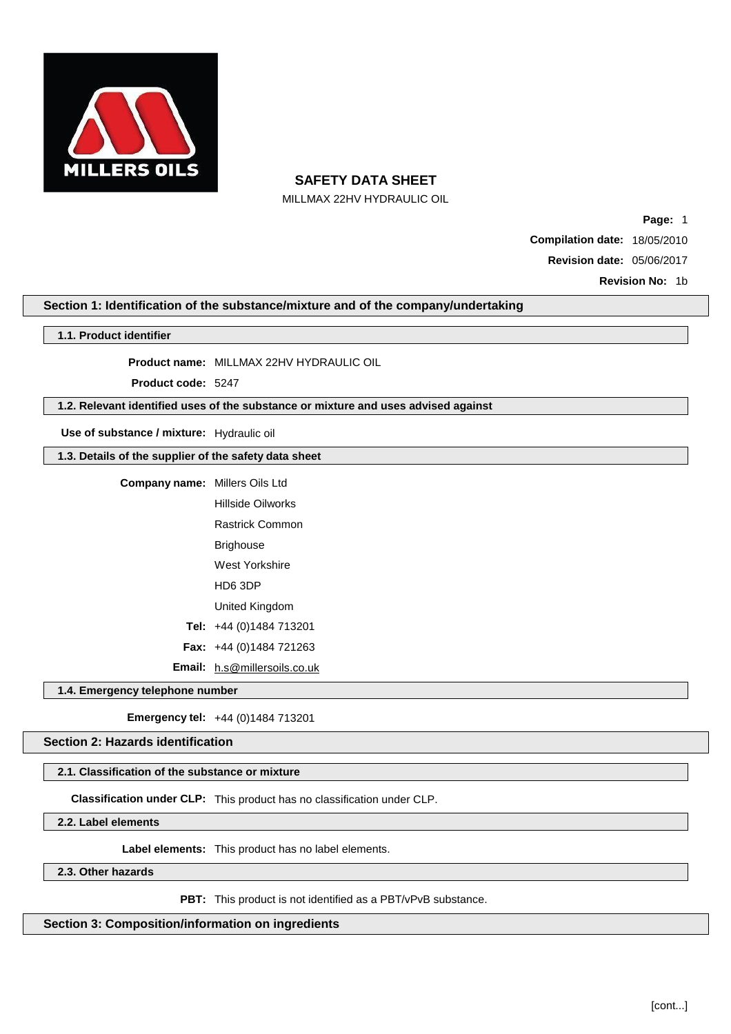# SAFETY DATA SHEET

MILLMAX 22HV HYDRAULIC OIL

**Compilation date:** 18/05/2010

**Revision date:** 05/06/2017

**Revision No:** 1b

## Section 1: Identification of the substance/mixture and of the company/undertaking

### 1.1. Product identifier

**Product name:** MILLMAX 22HV HYDRAULIC OIL

**Product code:** 5247

### 1.2. Relevant identified uses of the substance or mixture and uses advised against

**Use of substance / mixture:** Hydraulic oil

### 1.3. Details of the supplier of the safety data sheet

**Company name:** Millers Oils Ltd
Hillside Oilworks
Rastrick Common
Brighouse
West Yorkshire
HD6 3DP
United Kingdom

**Tel:** +44 (0)1484 713201

**Fax:** +44 (0)1484 721263

**Email:** h.s@millersoils.co.uk

### 1.4. Emergency telephone number

**Emergency tel:** +44 (0)1484 713201

## Section 2: Hazards identification

### 2.1. Classification of the substance or mixture

**Classification under CLP:** This product has no classification under CLP.

### 2.2. Label elements

**Label elements:** This product has no label elements.

### 2.3. Other hazards

**PBT:** This product is not identified as a PBT/vPvB substance.

## Section 3: Composition/information on ingredients

[cont...]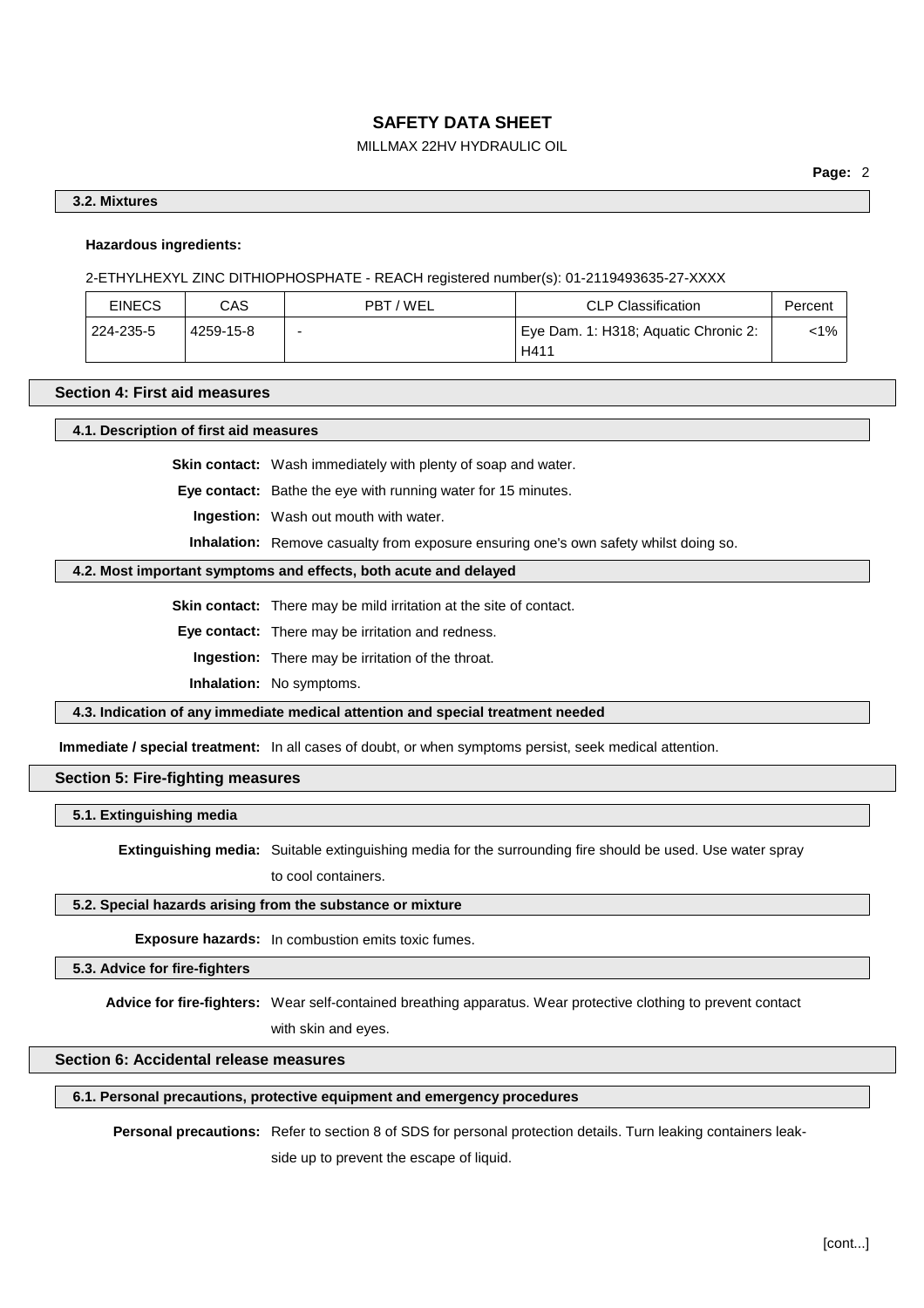### 3.2. Mixtures

**Hazardous ingredients:**

2-ETHYLHEXYL ZINC DITHIOPHOSPHATE - REACH registered number(s): 01-2119493635-27-XXXX

| EINECS | CAS | PBT / WEL | CLP Classification | Percent |
|---|---|---|---|---|
| 224-235-5 | 4259-15-8 | - | Eye Dam. 1: H318; Aquatic Chronic 2: H411 | <1% |

## Section 4: First aid measures

### 4.1. Description of first aid measures

**Skin contact:** Wash immediately with plenty of soap and water.

**Eye contact:** Bathe the eye with running water for 15 minutes.

**Ingestion:** Wash out mouth with water.

**Inhalation:** Remove casualty from exposure ensuring one's own safety whilst doing so.

### 4.2. Most important symptoms and effects, both acute and delayed

**Skin contact:** There may be mild irritation at the site of contact.

**Eye contact:** There may be irritation and redness.

**Ingestion:** There may be irritation of the throat.

**Inhalation:** No symptoms.

### 4.3. Indication of any immediate medical attention and special treatment needed

**Immediate / special treatment:** In all cases of doubt, or when symptoms persist, seek medical attention.

## Section 5: Fire-fighting measures

### 5.1. Extinguishing media

**Extinguishing media:** Suitable extinguishing media for the surrounding fire should be used. Use water spray to cool containers.

### 5.2. Special hazards arising from the substance or mixture

**Exposure hazards:** In combustion emits toxic fumes.

### 5.3. Advice for fire-fighters

**Advice for fire-fighters:** Wear self-contained breathing apparatus. Wear protective clothing to prevent contact with skin and eyes.

## Section 6: Accidental release measures

### 6.1. Personal precautions, protective equipment and emergency procedures

**Personal precautions:** Refer to section 8 of SDS for personal protection details. Turn leaking containers leak-side up to prevent the escape of liquid.

[cont...]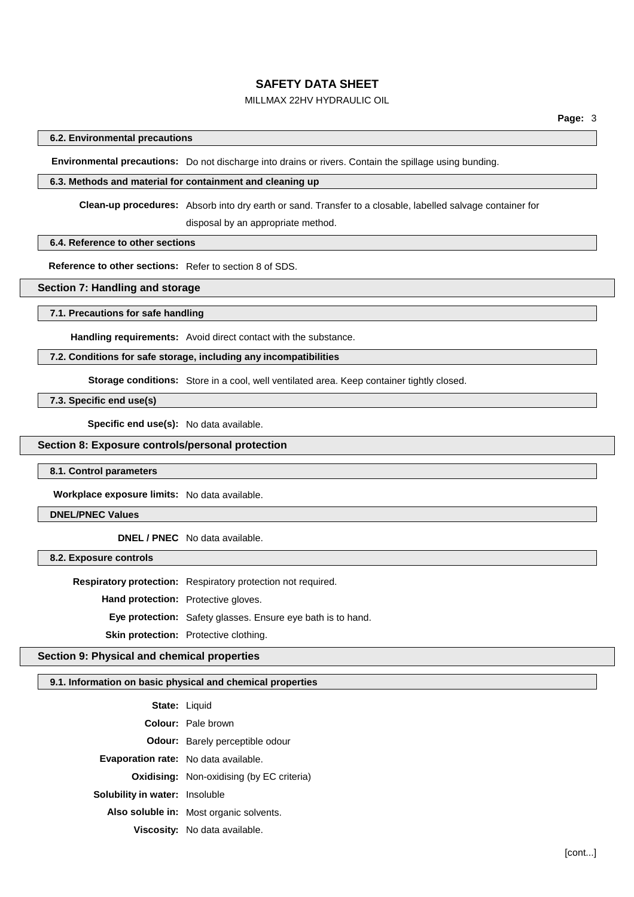### 6.2. Environmental precautions

**Environmental precautions:** Do not discharge into drains or rivers. Contain the spillage using bunding.

### 6.3. Methods and material for containment and cleaning up

**Clean-up procedures:** Absorb into dry earth or sand. Transfer to a closable, labelled salvage container for disposal by an appropriate method.

### 6.4. Reference to other sections

**Reference to other sections:** Refer to section 8 of SDS.

## Section 7: Handling and storage

### 7.1. Precautions for safe handling

**Handling requirements:** Avoid direct contact with the substance.

### 7.2. Conditions for safe storage, including any incompatibilities

**Storage conditions:** Store in a cool, well ventilated area. Keep container tightly closed.

### 7.3. Specific end use(s)

**Specific end use(s):** No data available.

## Section 8: Exposure controls/personal protection

### 8.1. Control parameters

**Workplace exposure limits:** No data available.

### DNEL/PNEC Values

**DNEL / PNEC** No data available.

### 8.2. Exposure controls

**Respiratory protection:** Respiratory protection not required.

**Hand protection:** Protective gloves.

**Eye protection:** Safety glasses. Ensure eye bath is to hand.

**Skin protection:** Protective clothing.

## Section 9: Physical and chemical properties

### 9.1. Information on basic physical and chemical properties

**State:** Liquid

**Colour:** Pale brown

**Odour:** Barely perceptible odour

**Evaporation rate:** No data available.

**Oxidising:** Non-oxidising (by EC criteria)

**Solubility in water:** Insoluble

**Also soluble in:** Most organic solvents.

**Viscosity:** No data available.

[cont...]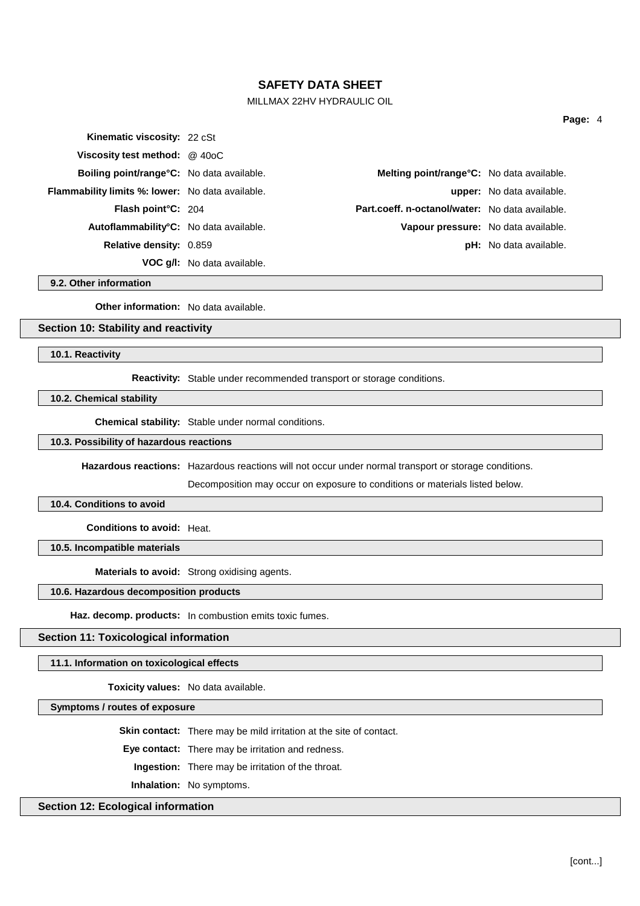| | | | |
|---|---|---|---|
| **Kinematic viscosity:** | 22 cSt | | |
| **Viscosity test method:** | @ 40oC | | |
| **Boiling point/range°C:** | No data available. | **Melting point/range°C:** | No data available. |
| **Flammability limits %: lower:** | No data available. | **upper:** | No data available. |
| **Flash point°C:** | 204 | **Part.coeff. n-octanol/water:** | No data available. |
| **Autoflammability°C:** | No data available. | **Vapour pressure:** | No data available. |
| **Relative density:** | 0.859 | **pH:** | No data available. |
| **VOC g/l:** | No data available. | | |

### 9.2. Other information

**Other information:** No data available.

## Section 10: Stability and reactivity

### 10.1. Reactivity

**Reactivity:** Stable under recommended transport or storage conditions.

### 10.2. Chemical stability

**Chemical stability:** Stable under normal conditions.

### 10.3. Possibility of hazardous reactions

**Hazardous reactions:** Hazardous reactions will not occur under normal transport or storage conditions.

Decomposition may occur on exposure to conditions or materials listed below.

### 10.4. Conditions to avoid

**Conditions to avoid:** Heat.

### 10.5. Incompatible materials

**Materials to avoid:** Strong oxidising agents.

### 10.6. Hazardous decomposition products

**Haz. decomp. products:** In combustion emits toxic fumes.

## Section 11: Toxicological information

### 11.1. Information on toxicological effects

**Toxicity values:** No data available.

### Symptoms / routes of exposure

**Skin contact:** There may be mild irritation at the site of contact.

**Eye contact:** There may be irritation and redness.

**Ingestion:** There may be irritation of the throat.

**Inhalation:** No symptoms.

## Section 12: Ecological information

[cont...]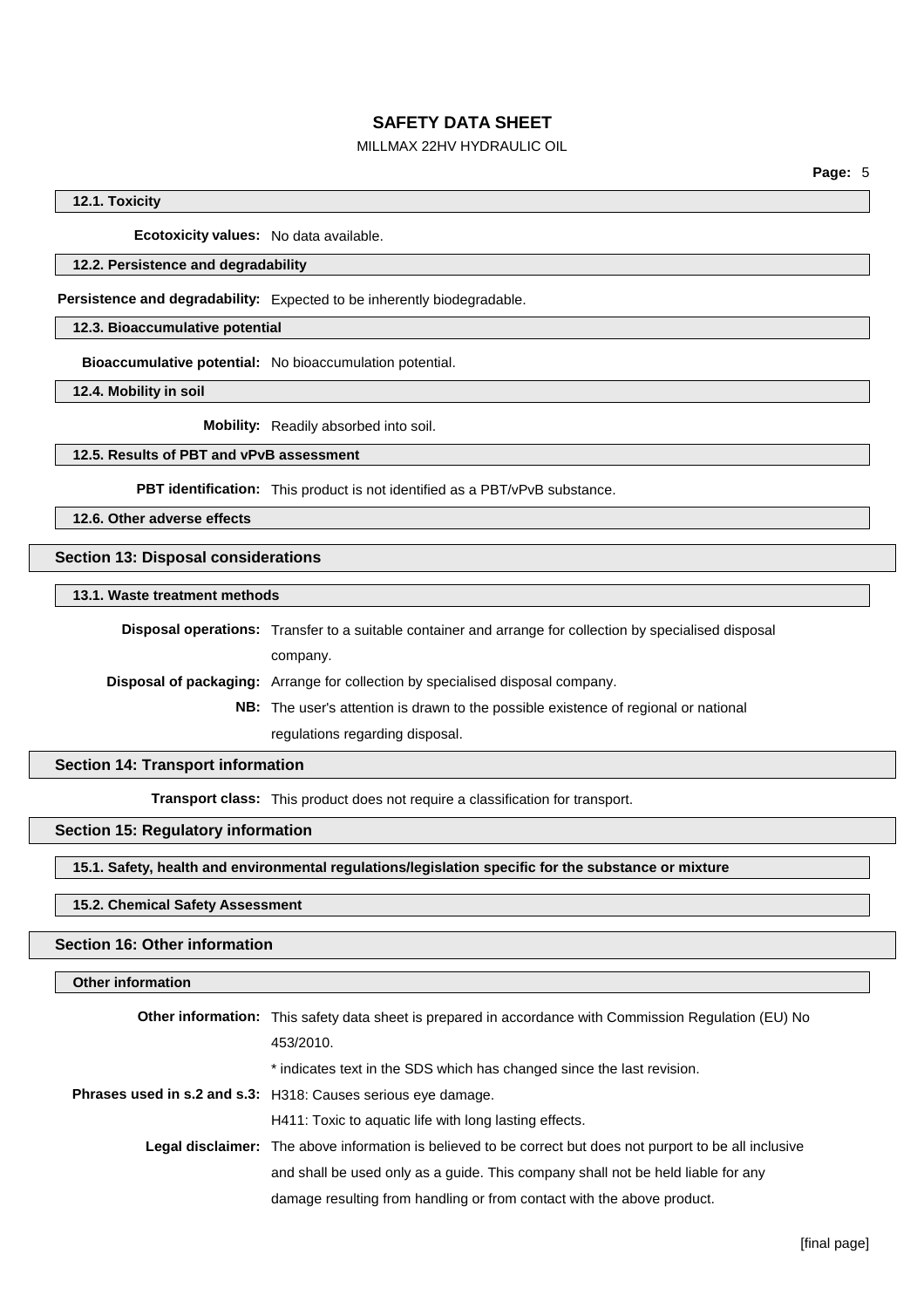#### 12.1. Toxicity

**Ecotoxicity values:** No data available.

#### 12.2. Persistence and degradability

**Persistence and degradability:** Expected to be inherently biodegradable.

#### 12.3. Bioaccumulative potential

**Bioaccumulative potential:** No bioaccumulation potential.

#### 12.4. Mobility in soil

**Mobility:** Readily absorbed into soil.

#### 12.5. Results of PBT and vPvB assessment

**PBT identification:** This product is not identified as a PBT/vPvB substance.

#### 12.6. Other adverse effects

## Section 13: Disposal considerations

#### 13.1. Waste treatment methods

**Disposal operations:** Transfer to a suitable container and arrange for collection by specialised disposal company.

**Disposal of packaging:** Arrange for collection by specialised disposal company.

**NB:** The user's attention is drawn to the possible existence of regional or national regulations regarding disposal.

## Section 14: Transport information

**Transport class:** This product does not require a classification for transport.

## Section 15: Regulatory information

#### 15.1. Safety, health and environmental regulations/legislation specific for the substance or mixture

#### 15.2. Chemical Safety Assessment

## Section 16: Other information

#### Other information

**Other information:** This safety data sheet is prepared in accordance with Commission Regulation (EU) No 453/2010.

* indicates text in the SDS which has changed since the last revision.

**Phrases used in s.2 and s.3:** H318: Causes serious eye damage.

H411: Toxic to aquatic life with long lasting effects.

**Legal disclaimer:** The above information is believed to be correct but does not purport to be all inclusive and shall be used only as a guide. This company shall not be held liable for any damage resulting from handling or from contact with the above product.

[final page]